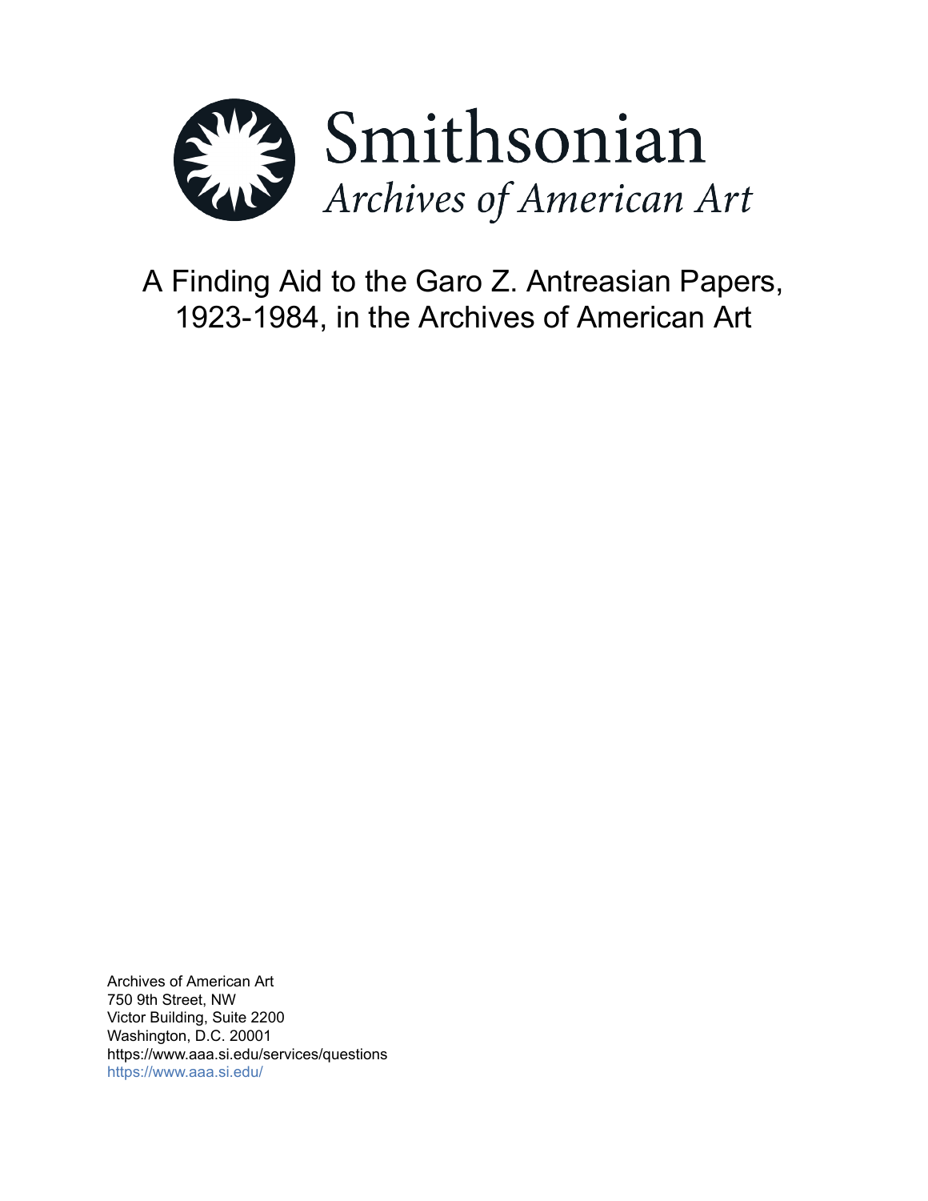Smithsonian

*Archives of American Art*

# A Finding Aid to the Garo Z. Antreasian Papers, 1923-1984, in the Archives of American Art

Archives of American Art
750 9th Street, NW
Victor Building, Suite 2200
Washington, D.C. 20001
https://www.aaa.si.edu/services/questions
https://www.aaa.si.edu/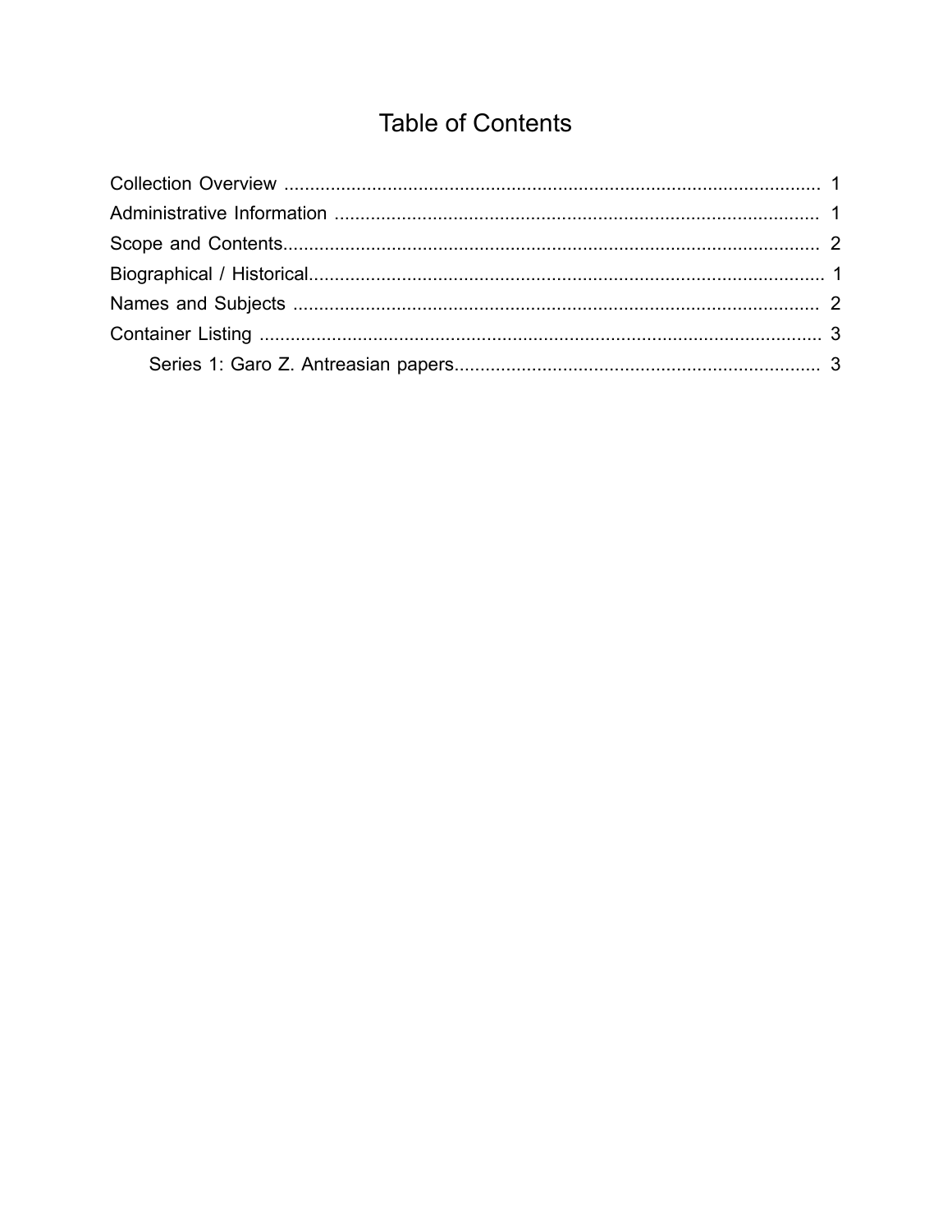# Table of Contents

Collection Overview ........................................................................................................ 1
Administrative Information .............................................................................................. 1
Scope and Contents........................................................................................................ 2
Biographical / Historical................................................................................................... 1
Names and Subjects ...................................................................................................... 2
Container Listing ............................................................................................................ 3
    Series 1: Garo Z. Antreasian papers....................................................................... 3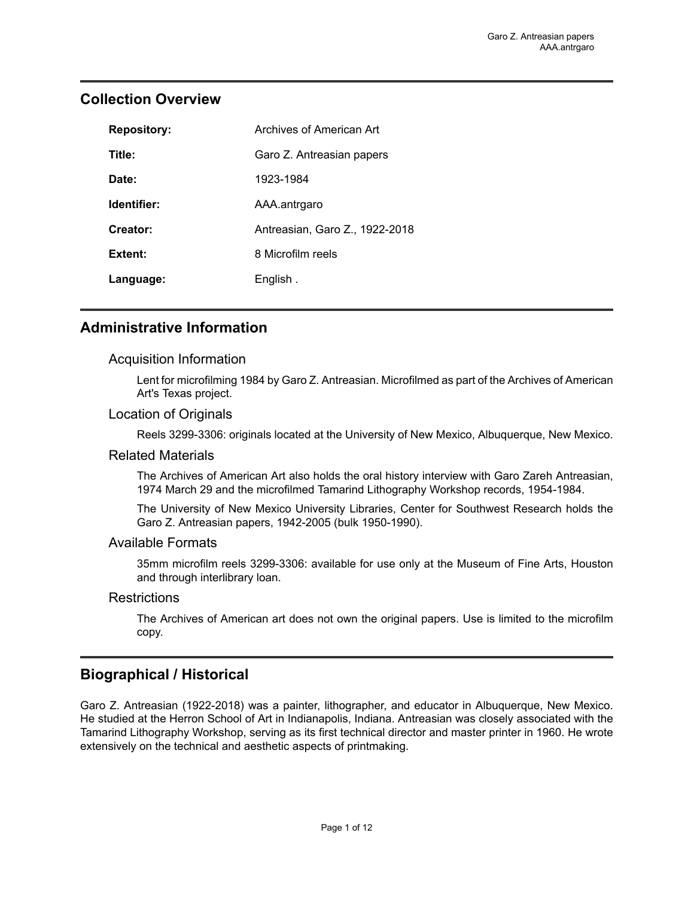## Collection Overview

| | |
|---|---|
| **Repository:** | Archives of American Art |
| **Title:** | Garo Z. Antreasian papers |
| **Date:** | 1923-1984 |
| **Identifier:** | AAA.antrgaro |
| **Creator:** | Antreasian, Garo Z., 1922-2018 |
| **Extent:** | 8 Microfilm reels |
| **Language:** | English . |

## Administrative Information

### Acquisition Information

Lent for microfilming 1984 by Garo Z. Antreasian. Microfilmed as part of the Archives of American Art's Texas project.

### Location of Originals

Reels 3299-3306: originals located at the University of New Mexico, Albuquerque, New Mexico.

### Related Materials

The Archives of American Art also holds the oral history interview with Garo Zareh Antreasian, 1974 March 29 and the microfilmed Tamarind Lithography Workshop records, 1954-1984.

The University of New Mexico University Libraries, Center for Southwest Research holds the Garo Z. Antreasian papers, 1942-2005 (bulk 1950-1990).

### Available Formats

35mm microfilm reels 3299-3306: available for use only at the Museum of Fine Arts, Houston and through interlibrary loan.

### Restrictions

The Archives of American art does not own the original papers. Use is limited to the microfilm copy.

## Biographical / Historical

Garo Z. Antreasian (1922-2018) was a painter, lithographer, and educator in Albuquerque, New Mexico. He studied at the Herron School of Art in Indianapolis, Indiana. Antreasian was closely associated with the Tamarind Lithography Workshop, serving as its first technical director and master printer in 1960. He wrote extensively on the technical and aesthetic aspects of printmaking.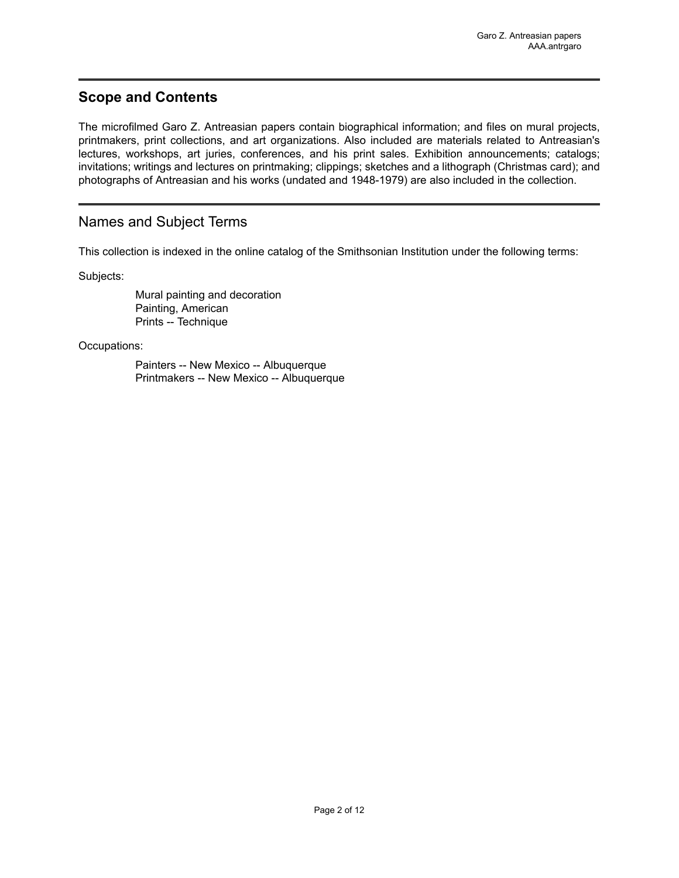## Scope and Contents

The microfilmed Garo Z. Antreasian papers contain biographical information; and files on mural projects, printmakers, print collections, and art organizations. Also included are materials related to Antreasian's lectures, workshops, art juries, conferences, and his print sales. Exhibition announcements; catalogs; invitations; writings and lectures on printmaking; clippings; sketches and a lithograph (Christmas card); and photographs of Antreasian and his works (undated and 1948-1979) are also included in the collection.

## Names and Subject Terms

This collection is indexed in the online catalog of the Smithsonian Institution under the following terms:

Subjects:

- Mural painting and decoration
- Painting, American
- Prints -- Technique

Occupations:

- Painters -- New Mexico -- Albuquerque
- Printmakers -- New Mexico -- Albuquerque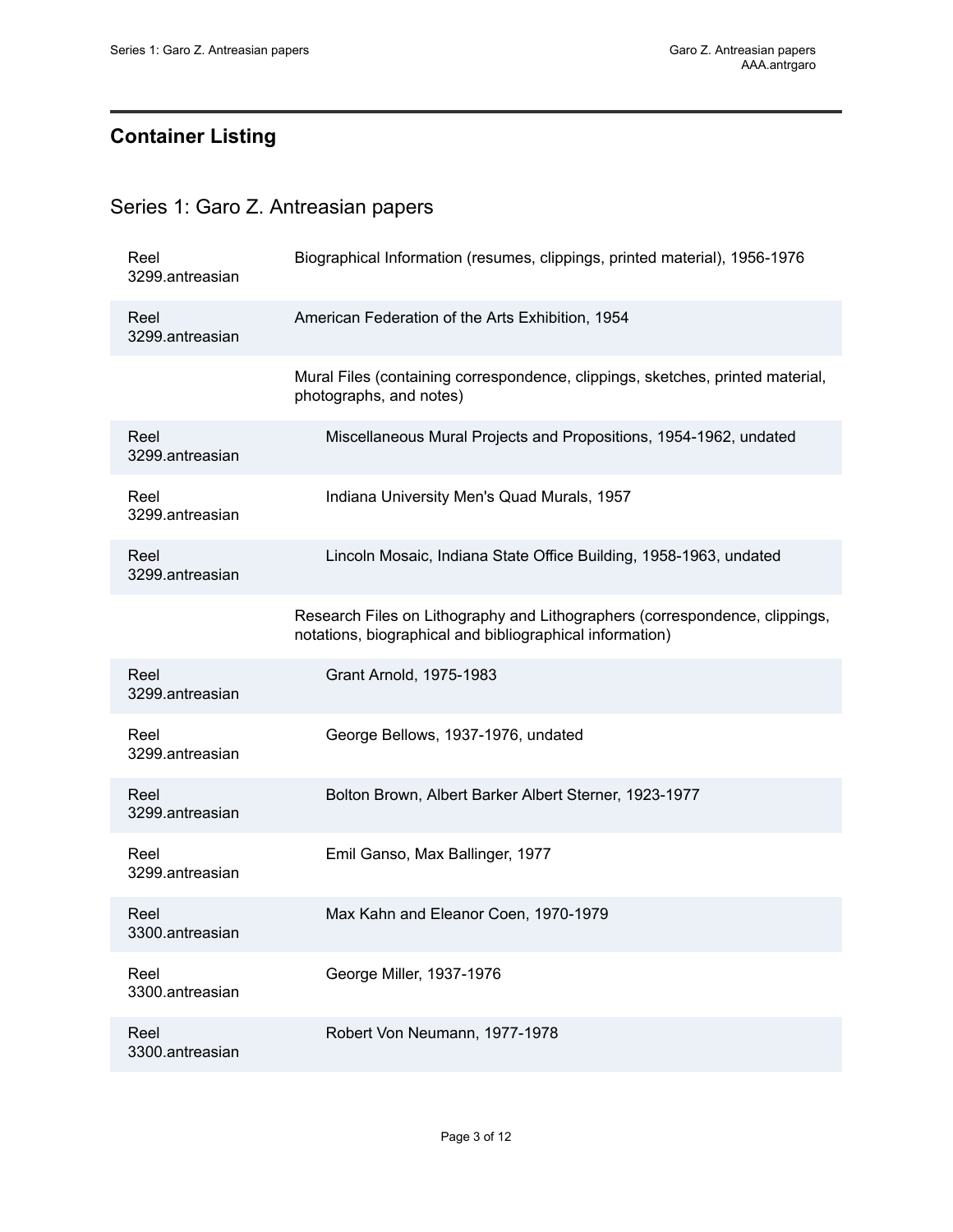## Container Listing

### Series 1: Garo Z. Antreasian papers

| | |
|---|---|
| Reel 3299.antreasian | Biographical Information (resumes, clippings, printed material), 1956-1976 |
| Reel 3299.antreasian | American Federation of the Arts Exhibition, 1954 |
| | Mural Files (containing correspondence, clippings, sketches, printed material, photographs, and notes) |
| Reel 3299.antreasian | Miscellaneous Mural Projects and Propositions, 1954-1962, undated |
| Reel 3299.antreasian | Indiana University Men's Quad Murals, 1957 |
| Reel 3299.antreasian | Lincoln Mosaic, Indiana State Office Building, 1958-1963, undated |
| | Research Files on Lithography and Lithographers (correspondence, clippings, notations, biographical and bibliographical information) |
| Reel 3299.antreasian | Grant Arnold, 1975-1983 |
| Reel 3299.antreasian | George Bellows, 1937-1976, undated |
| Reel 3299.antreasian | Bolton Brown, Albert Barker Albert Sterner, 1923-1977 |
| Reel 3299.antreasian | Emil Ganso, Max Ballinger, 1977 |
| Reel 3300.antreasian | Max Kahn and Eleanor Coen, 1970-1979 |
| Reel 3300.antreasian | George Miller, 1937-1976 |
| Reel 3300.antreasian | Robert Von Neumann, 1977-1978 |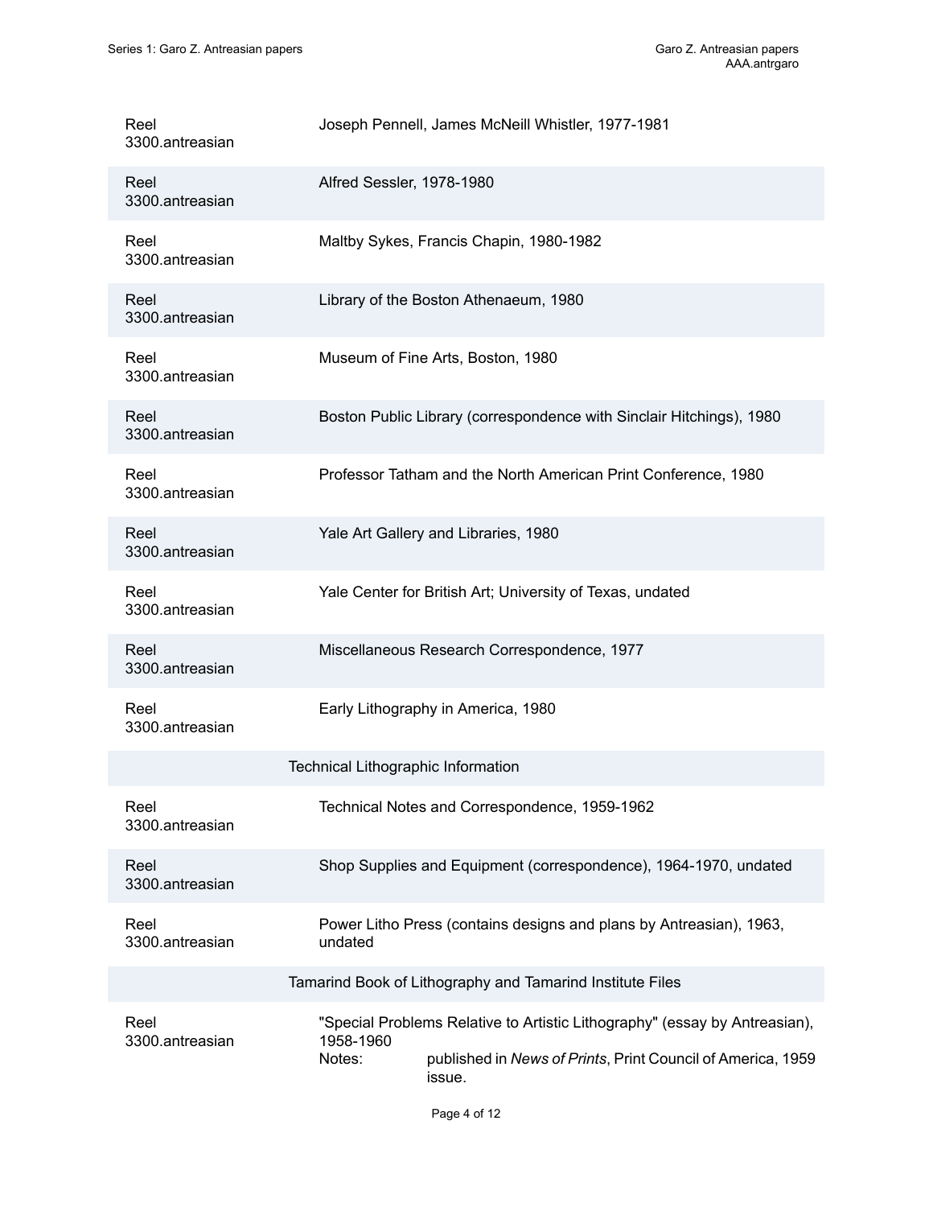| | |
|---|---|
| Reel 3300.antreasian | Joseph Pennell, James McNeill Whistler, 1977-1981 |
| Reel 3300.antreasian | Alfred Sessler, 1978-1980 |
| Reel 3300.antreasian | Maltby Sykes, Francis Chapin, 1980-1982 |
| Reel 3300.antreasian | Library of the Boston Athenaeum, 1980 |
| Reel 3300.antreasian | Museum of Fine Arts, Boston, 1980 |
| Reel 3300.antreasian | Boston Public Library (correspondence with Sinclair Hitchings), 1980 |
| Reel 3300.antreasian | Professor Tatham and the North American Print Conference, 1980 |
| Reel 3300.antreasian | Yale Art Gallery and Libraries, 1980 |
| Reel 3300.antreasian | Yale Center for British Art; University of Texas, undated |
| Reel 3300.antreasian | Miscellaneous Research Correspondence, 1977 |
| Reel 3300.antreasian | Early Lithography in America, 1980 |

### Technical Lithographic Information

| | |
|---|---|
| Reel 3300.antreasian | Technical Notes and Correspondence, 1959-1962 |
| Reel 3300.antreasian | Shop Supplies and Equipment (correspondence), 1964-1970, undated |
| Reel 3300.antreasian | Power Litho Press (contains designs and plans by Antreasian), 1963, undated |

### Tamarind Book of Lithography and Tamarind Institute Files

| | |
|---|---|
| Reel 3300.antreasian | "Special Problems Relative to Artistic Lithography" (essay by Antreasian), 1958-1960<br>Notes: published in *News of Prints*, Print Council of America, 1959 issue. |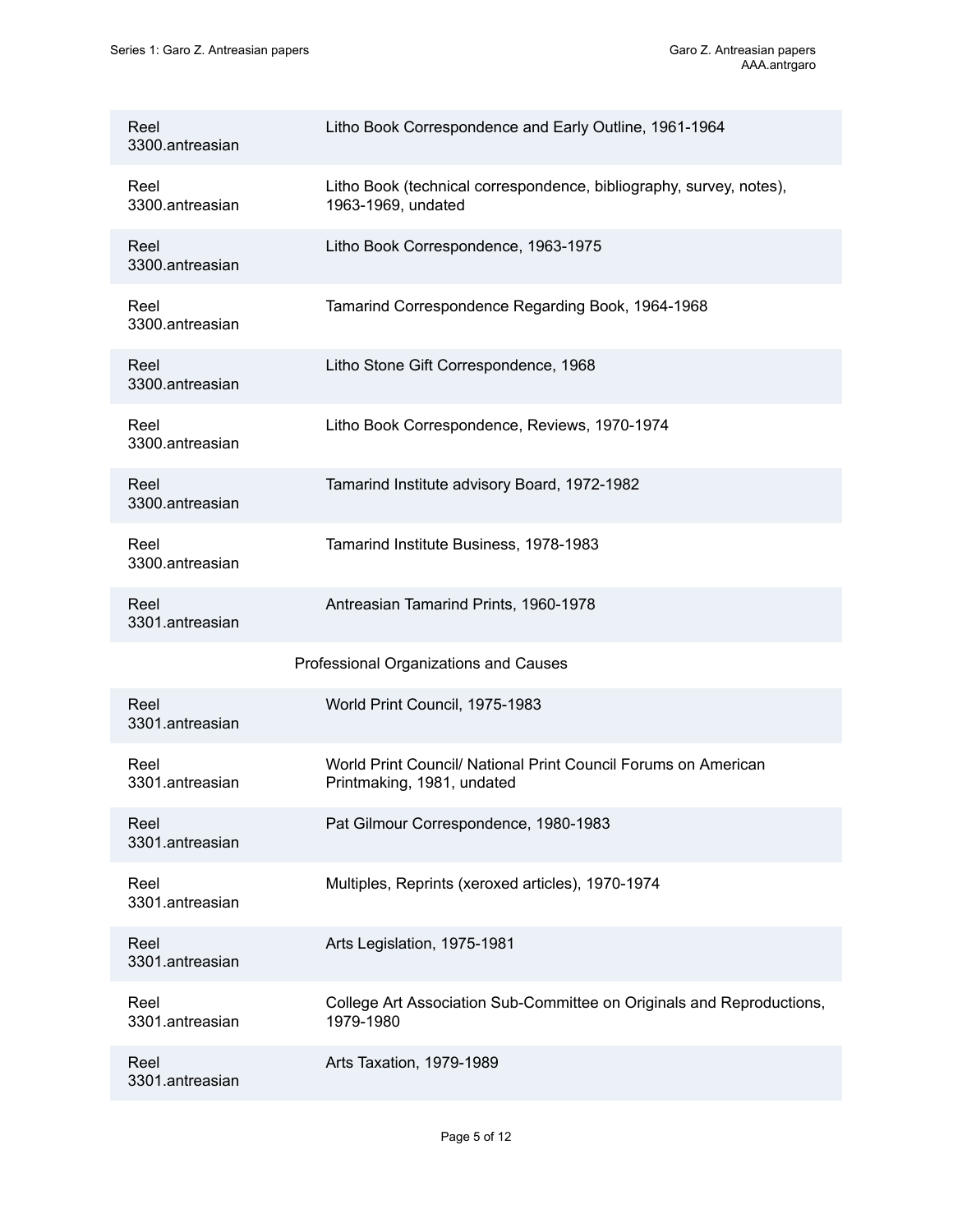| | |
|---|---|
| Reel 3300.antreasian | Litho Book Correspondence and Early Outline, 1961-1964 |
| Reel 3300.antreasian | Litho Book (technical correspondence, bibliography, survey, notes), 1963-1969, undated |
| Reel 3300.antreasian | Litho Book Correspondence, 1963-1975 |
| Reel 3300.antreasian | Tamarind Correspondence Regarding Book, 1964-1968 |
| Reel 3300.antreasian | Litho Stone Gift Correspondence, 1968 |
| Reel 3300.antreasian | Litho Book Correspondence, Reviews, 1970-1974 |
| Reel 3300.antreasian | Tamarind Institute advisory Board, 1972-1982 |
| Reel 3300.antreasian | Tamarind Institute Business, 1978-1983 |
| Reel 3301.antreasian | Antreasian Tamarind Prints, 1960-1978 |

Professional Organizations and Causes

| | |
|---|---|
| Reel 3301.antreasian | World Print Council, 1975-1983 |
| Reel 3301.antreasian | World Print Council/ National Print Council Forums on American Printmaking, 1981, undated |
| Reel 3301.antreasian | Pat Gilmour Correspondence, 1980-1983 |
| Reel 3301.antreasian | Multiples, Reprints (xeroxed articles), 1970-1974 |
| Reel 3301.antreasian | Arts Legislation, 1975-1981 |
| Reel 3301.antreasian | College Art Association Sub-Committee on Originals and Reproductions, 1979-1980 |
| Reel 3301.antreasian | Arts Taxation, 1979-1989 |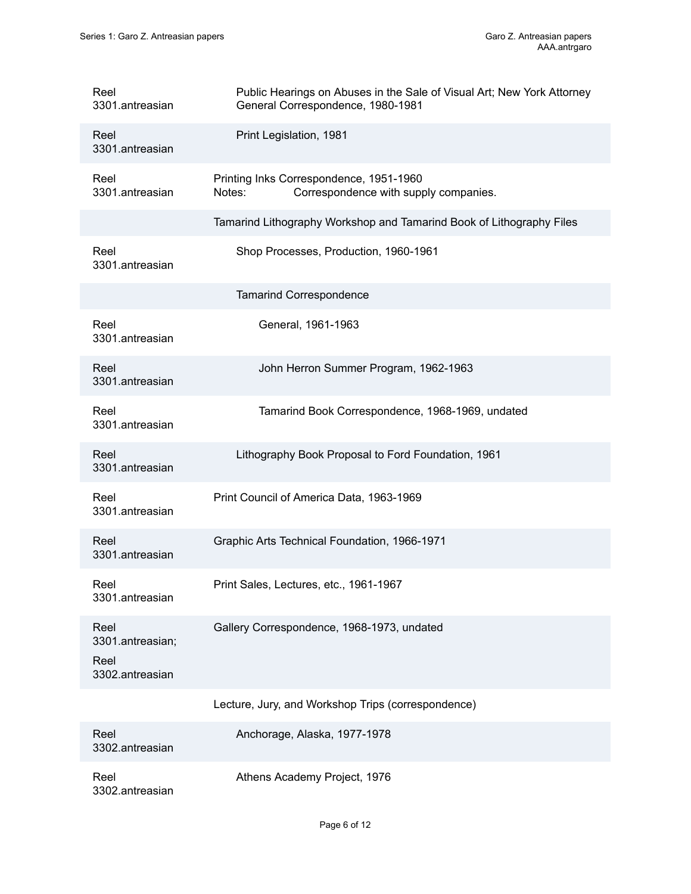| Reel | Title |
| --- | --- |
| Reel 3301.antreasian | Public Hearings on Abuses in the Sale of Visual Art; New York Attorney General Correspondence, 1980-1981 |
| Reel 3301.antreasian | Print Legislation, 1981 |
| Reel 3301.antreasian | Printing Inks Correspondence, 1951-1960<br>Notes: Correspondence with supply companies. |
| | Tamarind Lithography Workshop and Tamarind Book of Lithography Files |
| Reel 3301.antreasian | Shop Processes, Production, 1960-1961 |
| | Tamarind Correspondence |
| Reel 3301.antreasian | General, 1961-1963 |
| Reel 3301.antreasian | John Herron Summer Program, 1962-1963 |
| Reel 3301.antreasian | Tamarind Book Correspondence, 1968-1969, undated |
| Reel 3301.antreasian | Lithography Book Proposal to Ford Foundation, 1961 |
| Reel 3301.antreasian | Print Council of America Data, 1963-1969 |
| Reel 3301.antreasian | Graphic Arts Technical Foundation, 1966-1971 |
| Reel 3301.antreasian | Print Sales, Lectures, etc., 1961-1967 |
| Reel 3301.antreasian; Reel 3302.antreasian | Gallery Correspondence, 1968-1973, undated |
| | Lecture, Jury, and Workshop Trips (correspondence) |
| Reel 3302.antreasian | Anchorage, Alaska, 1977-1978 |
| Reel 3302.antreasian | Athens Academy Project, 1976 |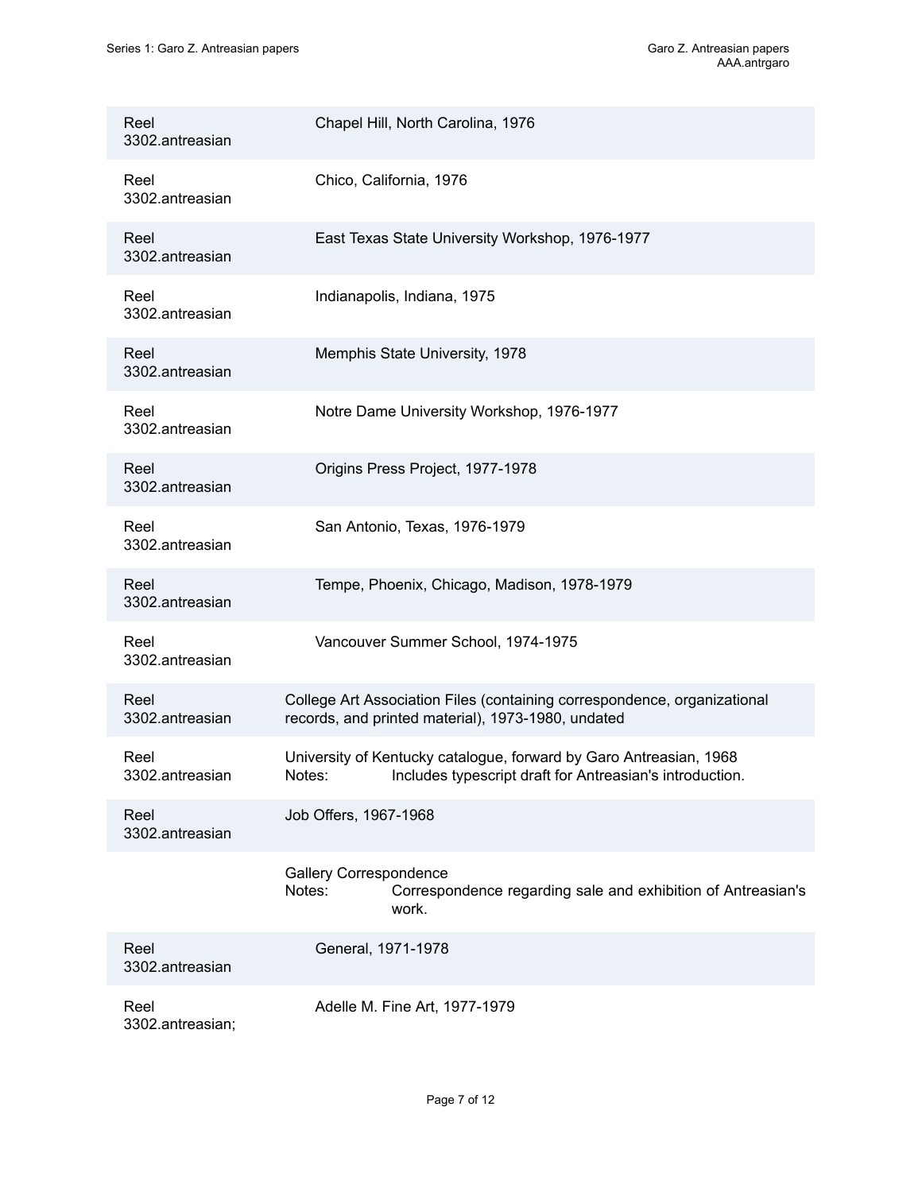| | |
|---|---|
| Reel 3302.antreasian | Chapel Hill, North Carolina, 1976 |
| Reel 3302.antreasian | Chico, California, 1976 |
| Reel 3302.antreasian | East Texas State University Workshop, 1976-1977 |
| Reel 3302.antreasian | Indianapolis, Indiana, 1975 |
| Reel 3302.antreasian | Memphis State University, 1978 |
| Reel 3302.antreasian | Notre Dame University Workshop, 1976-1977 |
| Reel 3302.antreasian | Origins Press Project, 1977-1978 |
| Reel 3302.antreasian | San Antonio, Texas, 1976-1979 |
| Reel 3302.antreasian | Tempe, Phoenix, Chicago, Madison, 1978-1979 |
| Reel 3302.antreasian | Vancouver Summer School, 1974-1975 |
| Reel 3302.antreasian | College Art Association Files (containing correspondence, organizational records, and printed material), 1973-1980, undated |
| Reel 3302.antreasian | University of Kentucky catalogue, forward by Garo Antreasian, 1968<br>Notes: Includes typescript draft for Antreasian's introduction. |
| Reel 3302.antreasian | Job Offers, 1967-1968 |
| | Gallery Correspondence<br>Notes: Correspondence regarding sale and exhibition of Antreasian's work. |
| Reel 3302.antreasian | General, 1971-1978 |
| Reel 3302.antreasian; | Adelle M. Fine Art, 1977-1979 |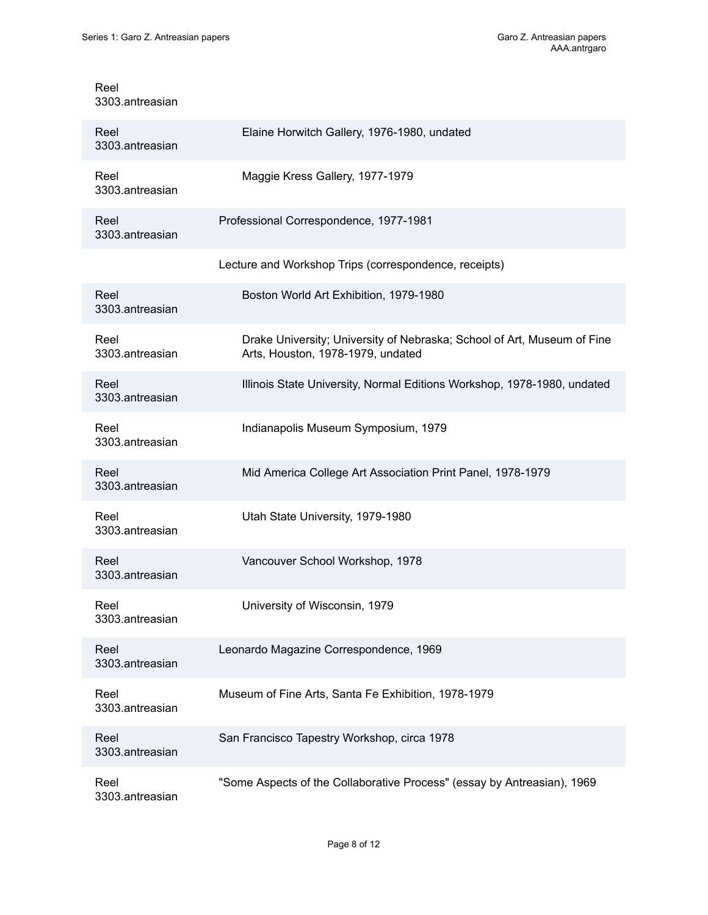| | |
|---|---|
| Reel 3303.antreasian | |
| Reel 3303.antreasian | Elaine Horwitch Gallery, 1976-1980, undated |
| Reel 3303.antreasian | Maggie Kress Gallery, 1977-1979 |
| Reel 3303.antreasian | Professional Correspondence, 1977-1981 |
| | Lecture and Workshop Trips (correspondence, receipts) |
| Reel 3303.antreasian | Boston World Art Exhibition, 1979-1980 |
| Reel 3303.antreasian | Drake University; University of Nebraska; School of Art, Museum of Fine Arts, Houston, 1978-1979, undated |
| Reel 3303.antreasian | Illinois State University, Normal Editions Workshop, 1978-1980, undated |
| Reel 3303.antreasian | Indianapolis Museum Symposium, 1979 |
| Reel 3303.antreasian | Mid America College Art Association Print Panel, 1978-1979 |
| Reel 3303.antreasian | Utah State University, 1979-1980 |
| Reel 3303.antreasian | Vancouver School Workshop, 1978 |
| Reel 3303.antreasian | University of Wisconsin, 1979 |
| Reel 3303.antreasian | Leonardo Magazine Correspondence, 1969 |
| Reel 3303.antreasian | Museum of Fine Arts, Santa Fe Exhibition, 1978-1979 |
| Reel 3303.antreasian | San Francisco Tapestry Workshop, circa 1978 |
| Reel 3303.antreasian | "Some Aspects of the Collaborative Process" (essay by Antreasian), 1969 |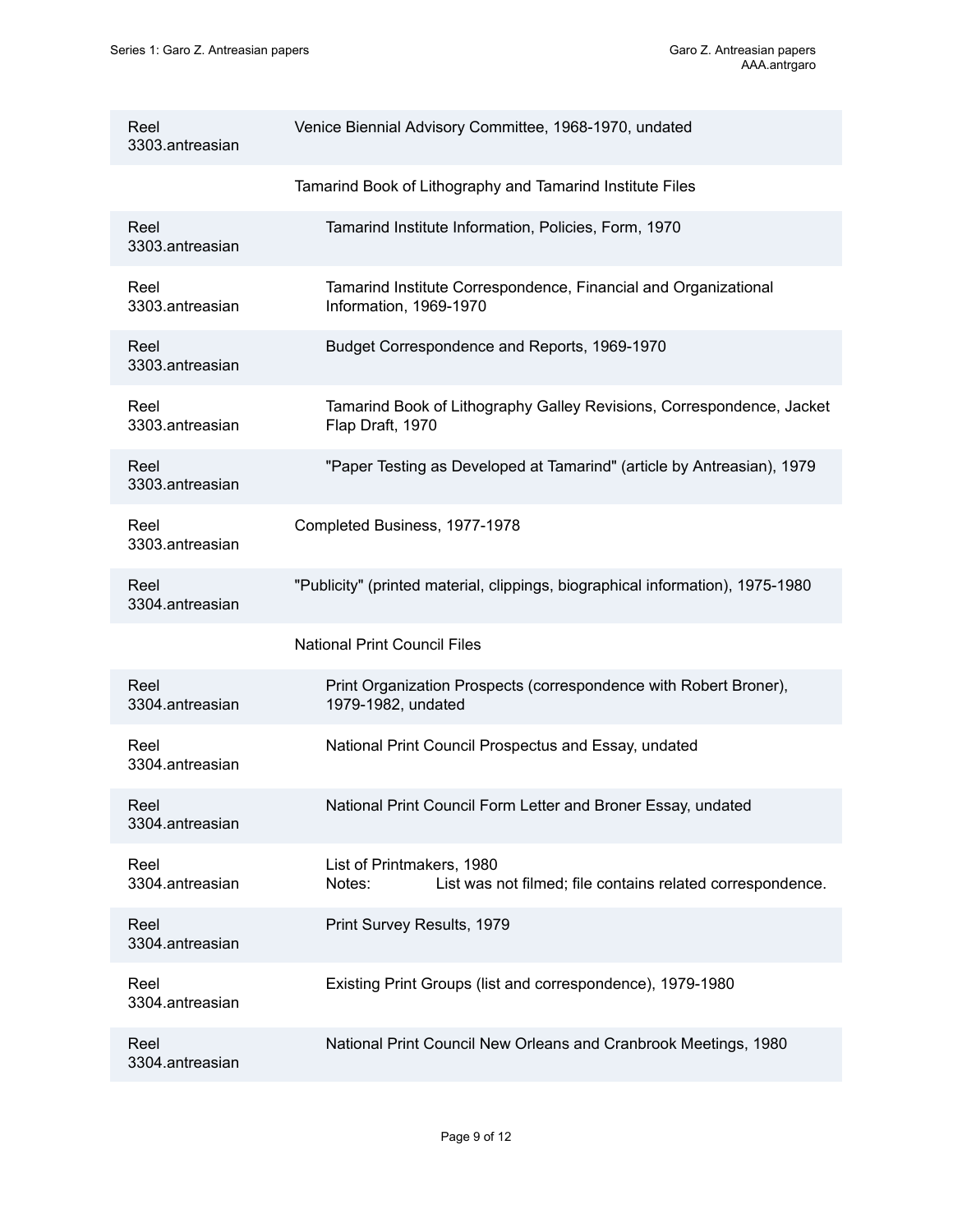| Reel | Description |
| --- | --- |
| Reel 3303.antreasian | Venice Biennial Advisory Committee, 1968-1970, undated |
| | Tamarind Book of Lithography and Tamarind Institute Files |
| Reel 3303.antreasian | Tamarind Institute Information, Policies, Form, 1970 |
| Reel 3303.antreasian | Tamarind Institute Correspondence, Financial and Organizational Information, 1969-1970 |
| Reel 3303.antreasian | Budget Correspondence and Reports, 1969-1970 |
| Reel 3303.antreasian | Tamarind Book of Lithography Galley Revisions, Correspondence, Jacket Flap Draft, 1970 |
| Reel 3303.antreasian | "Paper Testing as Developed at Tamarind" (article by Antreasian), 1979 |
| Reel 3303.antreasian | Completed Business, 1977-1978 |
| Reel 3304.antreasian | "Publicity" (printed material, clippings, biographical information), 1975-1980 |
| | National Print Council Files |
| Reel 3304.antreasian | Print Organization Prospects (correspondence with Robert Broner), 1979-1982, undated |
| Reel 3304.antreasian | National Print Council Prospectus and Essay, undated |
| Reel 3304.antreasian | National Print Council Form Letter and Broner Essay, undated |
| Reel 3304.antreasian | List of Printmakers, 1980<br>Notes: List was not filmed; file contains related correspondence. |
| Reel 3304.antreasian | Print Survey Results, 1979 |
| Reel 3304.antreasian | Existing Print Groups (list and correspondence), 1979-1980 |
| Reel 3304.antreasian | National Print Council New Orleans and Cranbrook Meetings, 1980 |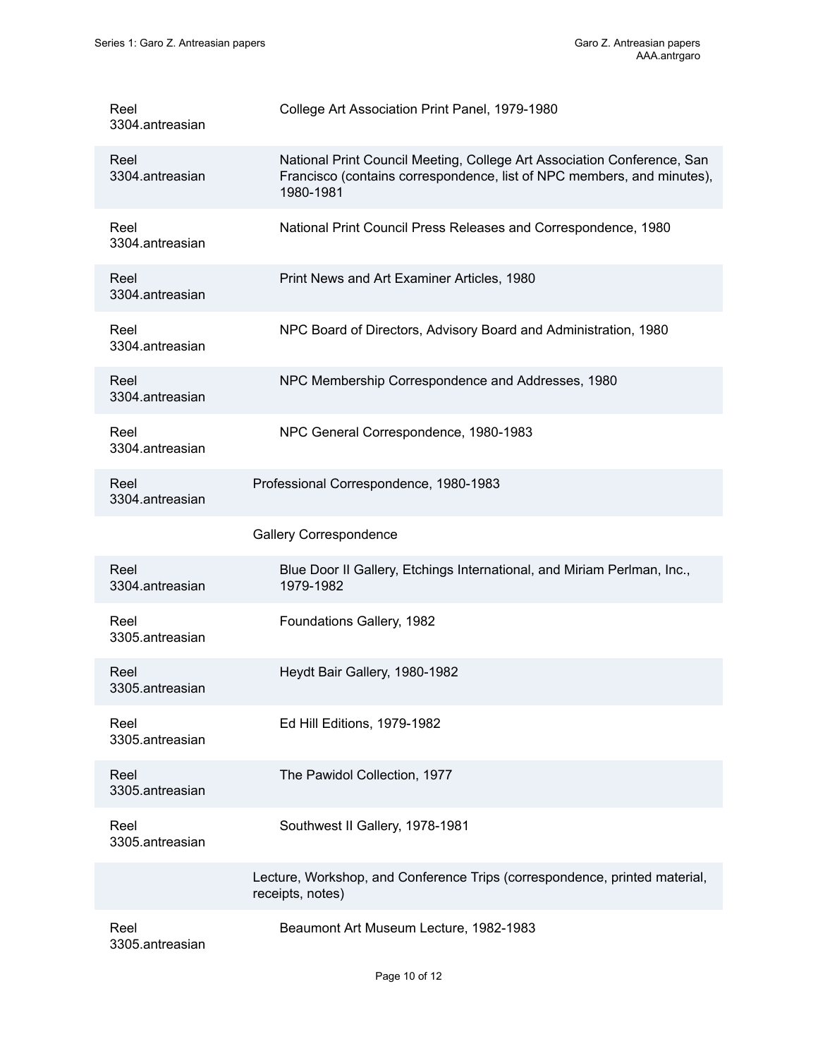| | |
|---|---|
| Reel 3304.antreasian | College Art Association Print Panel, 1979-1980 |
| Reel 3304.antreasian | National Print Council Meeting, College Art Association Conference, San Francisco (contains correspondence, list of NPC members, and minutes), 1980-1981 |
| Reel 3304.antreasian | National Print Council Press Releases and Correspondence, 1980 |
| Reel 3304.antreasian | Print News and Art Examiner Articles, 1980 |
| Reel 3304.antreasian | NPC Board of Directors, Advisory Board and Administration, 1980 |
| Reel 3304.antreasian | NPC Membership Correspondence and Addresses, 1980 |
| Reel 3304.antreasian | NPC General Correspondence, 1980-1983 |
| Reel 3304.antreasian | Professional Correspondence, 1980-1983 |
| | Gallery Correspondence |
| Reel 3304.antreasian | Blue Door II Gallery, Etchings International, and Miriam Perlman, Inc., 1979-1982 |
| Reel 3305.antreasian | Foundations Gallery, 1982 |
| Reel 3305.antreasian | Heydt Bair Gallery, 1980-1982 |
| Reel 3305.antreasian | Ed Hill Editions, 1979-1982 |
| Reel 3305.antreasian | The Pawidol Collection, 1977 |
| Reel 3305.antreasian | Southwest II Gallery, 1978-1981 |
| | Lecture, Workshop, and Conference Trips (correspondence, printed material, receipts, notes) |
| Reel 3305.antreasian | Beaumont Art Museum Lecture, 1982-1983 |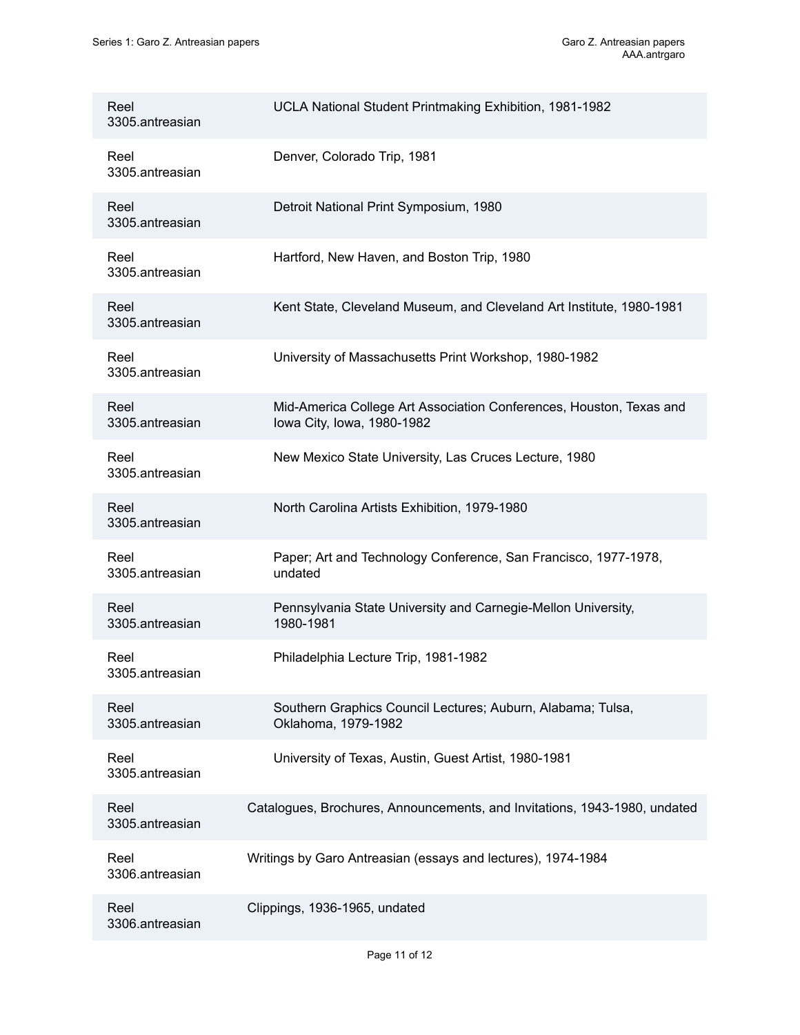| | |
|---|---|
| Reel 3305.antreasian | UCLA National Student Printmaking Exhibition, 1981-1982 |
| Reel 3305.antreasian | Denver, Colorado Trip, 1981 |
| Reel 3305.antreasian | Detroit National Print Symposium, 1980 |
| Reel 3305.antreasian | Hartford, New Haven, and Boston Trip, 1980 |
| Reel 3305.antreasian | Kent State, Cleveland Museum, and Cleveland Art Institute, 1980-1981 |
| Reel 3305.antreasian | University of Massachusetts Print Workshop, 1980-1982 |
| Reel 3305.antreasian | Mid-America College Art Association Conferences, Houston, Texas and Iowa City, Iowa, 1980-1982 |
| Reel 3305.antreasian | New Mexico State University, Las Cruces Lecture, 1980 |
| Reel 3305.antreasian | North Carolina Artists Exhibition, 1979-1980 |
| Reel 3305.antreasian | Paper; Art and Technology Conference, San Francisco, 1977-1978, undated |
| Reel 3305.antreasian | Pennsylvania State University and Carnegie-Mellon University, 1980-1981 |
| Reel 3305.antreasian | Philadelphia Lecture Trip, 1981-1982 |
| Reel 3305.antreasian | Southern Graphics Council Lectures; Auburn, Alabama; Tulsa, Oklahoma, 1979-1982 |
| Reel 3305.antreasian | University of Texas, Austin, Guest Artist, 1980-1981 |
| Reel 3305.antreasian | Catalogues, Brochures, Announcements, and Invitations, 1943-1980, undated |
| Reel 3306.antreasian | Writings by Garo Antreasian (essays and lectures), 1974-1984 |
| Reel 3306.antreasian | Clippings, 1936-1965, undated |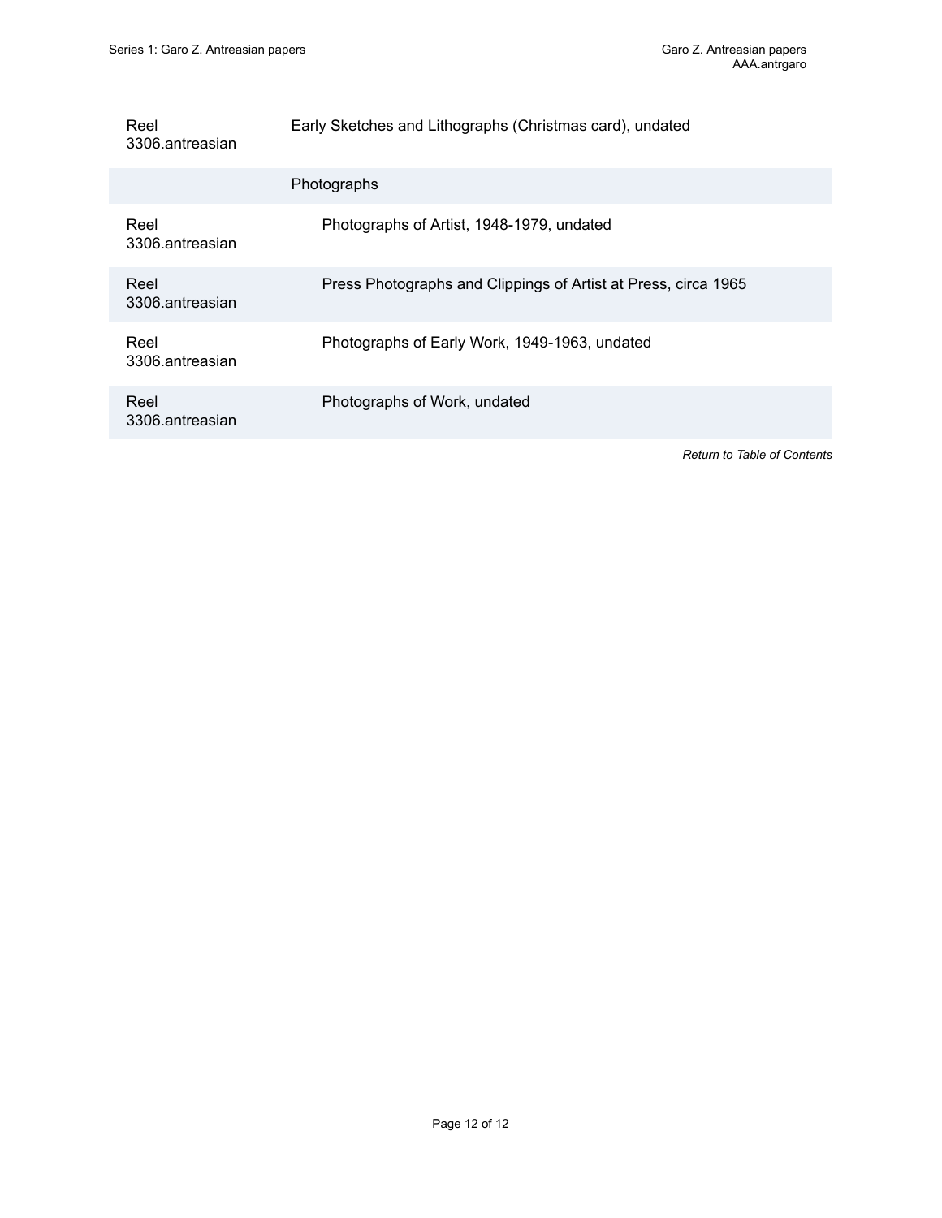| | |
|---|---|
| Reel 3306.antreasian | Early Sketches and Lithographs (Christmas card), undated |
| | Photographs |
| Reel 3306.antreasian | Photographs of Artist, 1948-1979, undated |
| Reel 3306.antreasian | Press Photographs and Clippings of Artist at Press, circa 1965 |
| Reel 3306.antreasian | Photographs of Early Work, 1949-1963, undated |
| Reel 3306.antreasian | Photographs of Work, undated |

*Return to Table of Contents*